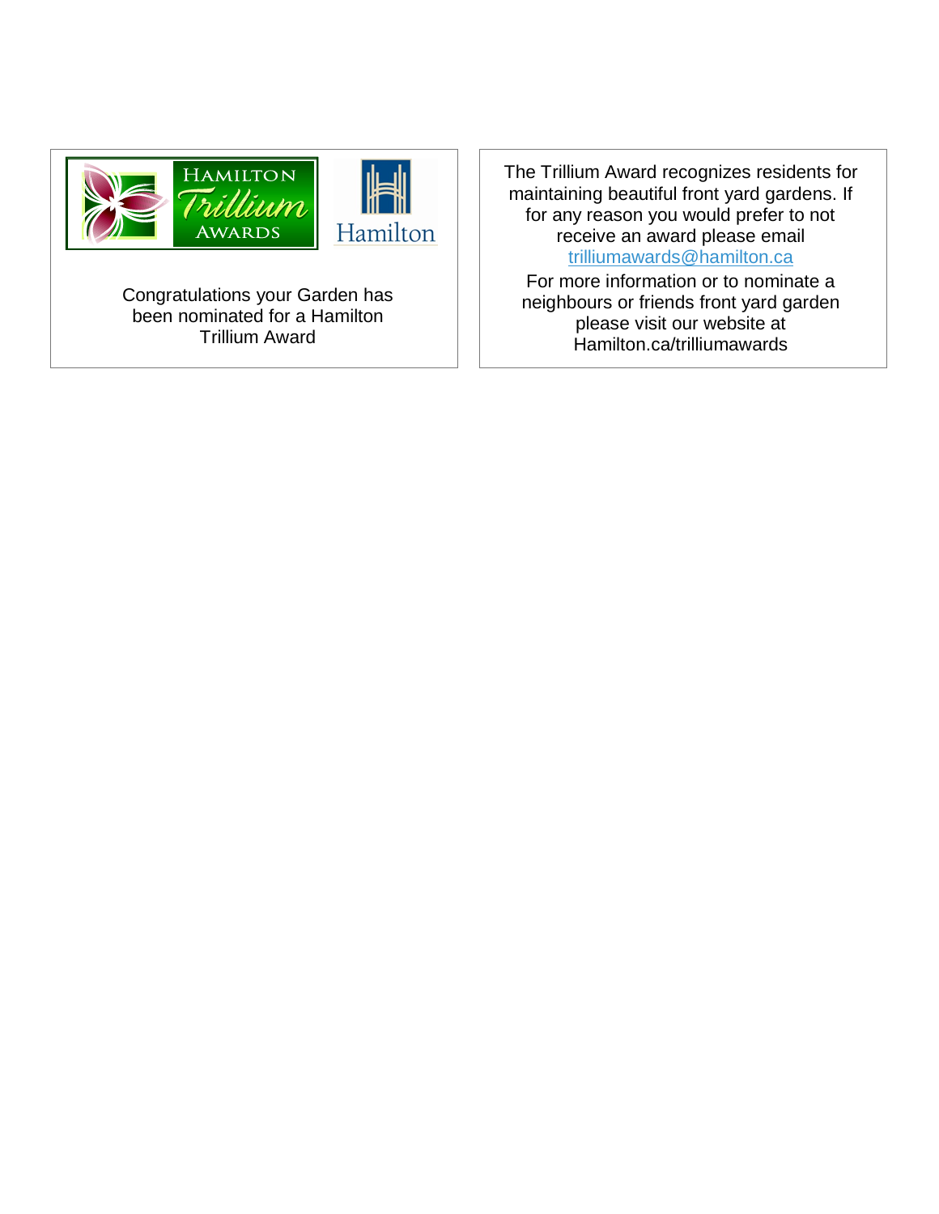HAMILTON Trillium AWARDS

Hamilton

Congratulations your Garden has been nominated for a Hamilton Trillium Award

The Trillium Award recognizes residents for maintaining beautiful front yard gardens. If for any reason you would prefer to not receive an award please email trilliumawards@hamilton.ca

For more information or to nominate a neighbours or friends front yard garden please visit our website at Hamilton.ca/trilliumawards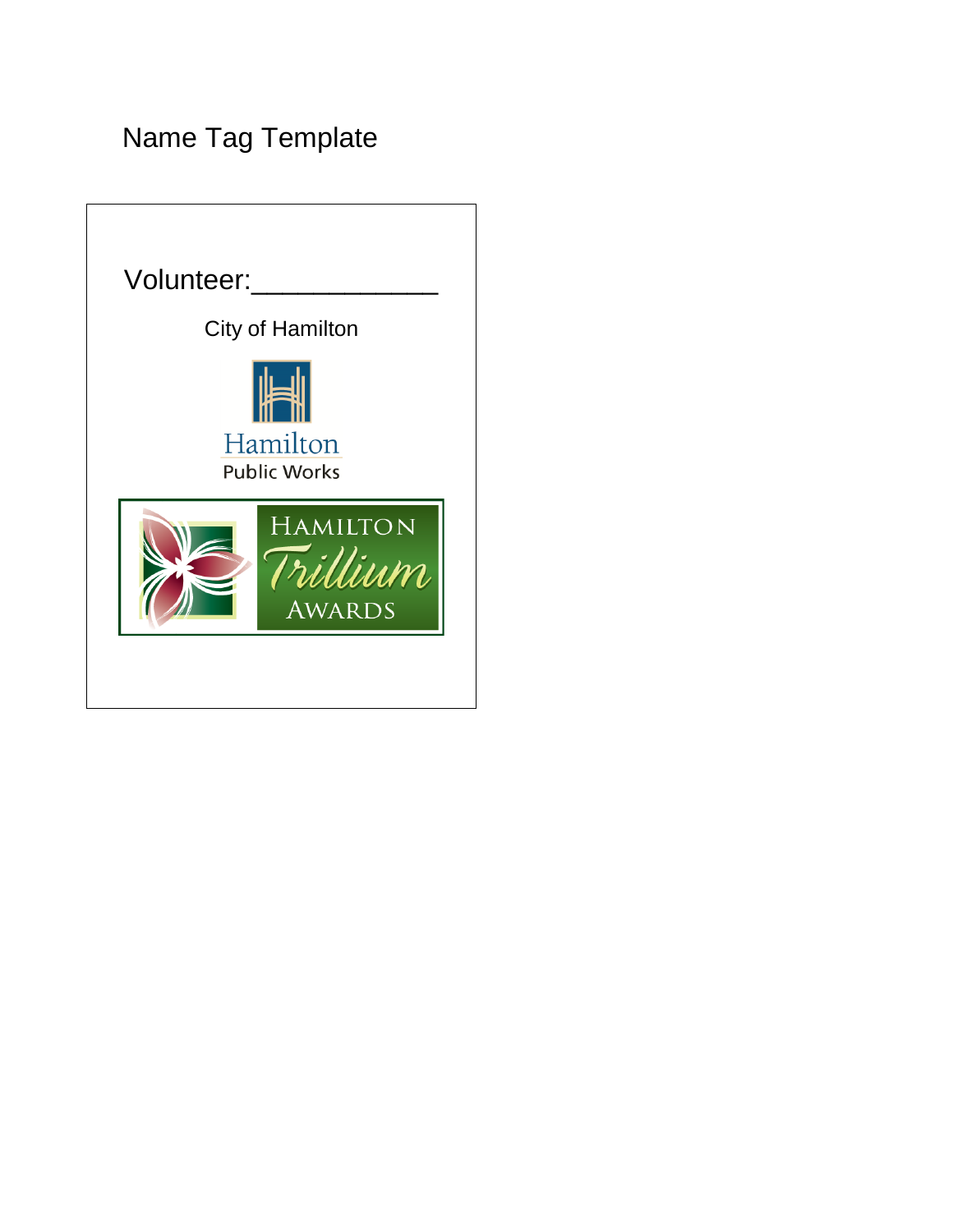# Name Tag Template

Volunteer:____________

City of Hamilton

Hamilton
Public Works

HAMILTON
Trillium
AWARDS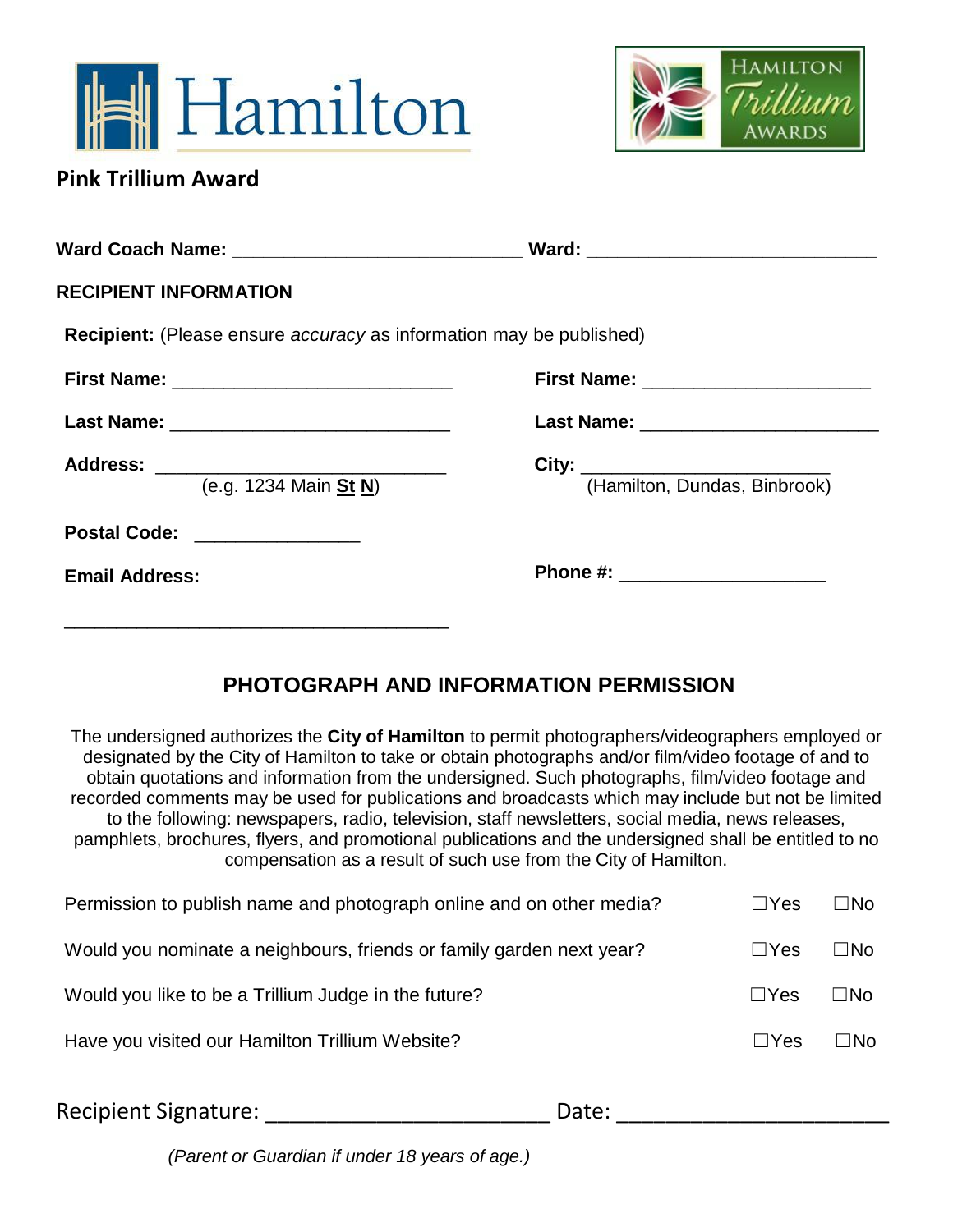Hamilton

HAMILTON *Trillium* AWARDS

## Pink Trillium Award

**Ward Coach Name:** ___________________________ **Ward:** ___________________________

**RECIPIENT INFORMATION**

**Recipient:** (Please ensure *accuracy* as information may be published)

**First Name:** ___________________________ **First Name:** ______________________

**Last Name:** ___________________________ **Last Name:** ______________________

**Address:** ___________________________ (e.g. 1234 Main **St N**)

**City:** ________________________ (Hamilton, Dundas, Binbrook)

**Postal Code:** _______________

**Email Address:** ____________________________________

**Phone #:** ____________________

### PHOTOGRAPH AND INFORMATION PERMISSION

The undersigned authorizes the **City of Hamilton** to permit photographers/videographers employed or designated by the City of Hamilton to take or obtain photographs and/or film/video footage of and to obtain quotations and information from the undersigned. Such photographs, film/video footage and recorded comments may be used for publications and broadcasts which may include but not be limited to the following: newspapers, radio, television, staff newsletters, social media, news releases, pamphlets, brochures, flyers, and promotional publications and the undersigned shall be entitled to no compensation as a result of such use from the City of Hamilton.

| | | |
|---|---|---|
| Permission to publish name and photograph online and on other media? | ☐Yes | ☐No |
| Would you nominate a neighbours, friends or family garden next year? | ☐Yes | ☐No |
| Would you like to be a Trillium Judge in the future? | ☐Yes | ☐No |
| Have you visited our Hamilton Trillium Website? | ☐Yes | ☐No |

Recipient Signature: ________________________ Date: ________________________

*(Parent or Guardian if under 18 years of age.)*